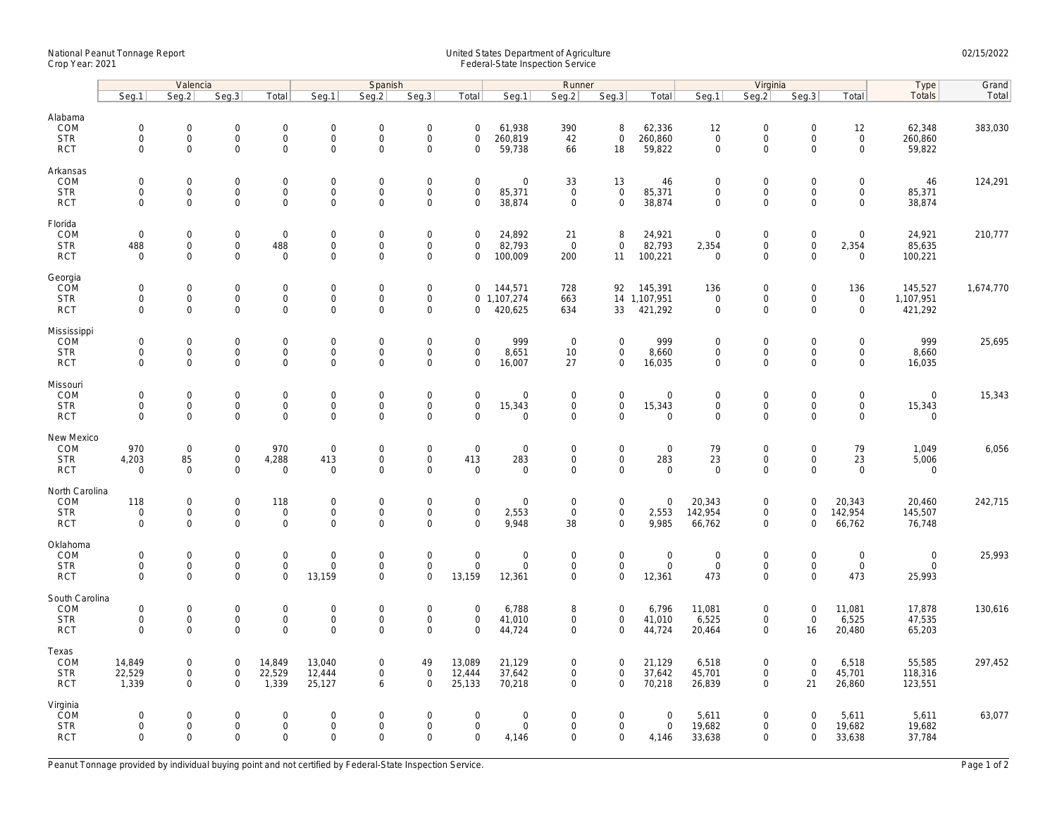National Peanut Tonnage Report
Crop Year: 2021

United States Department of Agriculture
Federal-State Inspection Service

02/15/2022

| | Valencia | | | | Spanish | | | | Runner | | | | Virginia | | | | Type | Grand |
|---|---|---|---|---|---|---|---|---|---|---|---|---|---|---|---|---|---|---|
| | Seg.1 | Seg.2 | Seg.3 | Total | Seg.1 | Seg.2 | Seg.3 | Total | Seg.1 | Seg.2 | Seg.3 | Total | Seg.1 | Seg.2 | Seg.3 | Total | Totals | Total |
| **Alabama** | | | | | | | | | | | | | | | | | | |
| COM | 0 | 0 | 0 | 0 | 0 | 0 | 0 | 0 | 61,938 | 390 | 8 | 62,336 | 12 | 0 | 0 | 12 | 62,348 | 383,030 |
| STR | 0 | 0 | 0 | 0 | 0 | 0 | 0 | 0 | 260,819 | 42 | 0 | 260,860 | 0 | 0 | 0 | 0 | 260,860 | |
| RCT | 0 | 0 | 0 | 0 | 0 | 0 | 0 | 0 | 59,738 | 66 | 18 | 59,822 | 0 | 0 | 0 | 0 | 59,822 | |
| **Arkansas** | | | | | | | | | | | | | | | | | | |
| COM | 0 | 0 | 0 | 0 | 0 | 0 | 0 | 0 | 0 | 33 | 13 | 46 | 0 | 0 | 0 | 0 | 46 | 124,291 |
| STR | 0 | 0 | 0 | 0 | 0 | 0 | 0 | 0 | 85,371 | 0 | 0 | 85,371 | 0 | 0 | 0 | 0 | 85,371 | |
| RCT | 0 | 0 | 0 | 0 | 0 | 0 | 0 | 0 | 38,874 | 0 | 0 | 38,874 | 0 | 0 | 0 | 0 | 38,874 | |
| **Florida** | | | | | | | | | | | | | | | | | | |
| COM | 0 | 0 | 0 | 0 | 0 | 0 | 0 | 0 | 24,892 | 21 | 8 | 24,921 | 0 | 0 | 0 | 0 | 24,921 | 210,777 |
| STR | 488 | 0 | 0 | 488 | 0 | 0 | 0 | 0 | 82,793 | 0 | 0 | 82,793 | 2,354 | 0 | 0 | 2,354 | 85,635 | |
| RCT | 0 | 0 | 0 | 0 | 0 | 0 | 0 | 0 | 100,009 | 200 | 11 | 100,221 | 0 | 0 | 0 | 0 | 100,221 | |
| **Georgia** | | | | | | | | | | | | | | | | | | |
| COM | 0 | 0 | 0 | 0 | 0 | 0 | 0 | 0 | 144,571 | 728 | 92 | 145,391 | 136 | 0 | 0 | 136 | 145,527 | 1,674,770 |
| STR | 0 | 0 | 0 | 0 | 0 | 0 | 0 | 0 | 1,107,274 | 663 | 14 | 1,107,951 | 0 | 0 | 0 | 0 | 1,107,951 | |
| RCT | 0 | 0 | 0 | 0 | 0 | 0 | 0 | 0 | 420,625 | 634 | 33 | 421,292 | 0 | 0 | 0 | 0 | 421,292 | |
| **Mississippi** | | | | | | | | | | | | | | | | | | |
| COM | 0 | 0 | 0 | 0 | 0 | 0 | 0 | 0 | 999 | 0 | 0 | 999 | 0 | 0 | 0 | 0 | 999 | 25,695 |
| STR | 0 | 0 | 0 | 0 | 0 | 0 | 0 | 0 | 8,651 | 10 | 0 | 8,660 | 0 | 0 | 0 | 0 | 8,660 | |
| RCT | 0 | 0 | 0 | 0 | 0 | 0 | 0 | 0 | 16,007 | 27 | 0 | 16,035 | 0 | 0 | 0 | 0 | 16,035 | |
| **Missouri** | | | | | | | | | | | | | | | | | | |
| COM | 0 | 0 | 0 | 0 | 0 | 0 | 0 | 0 | 0 | 0 | 0 | 0 | 0 | 0 | 0 | 0 | 0 | 15,343 |
| STR | 0 | 0 | 0 | 0 | 0 | 0 | 0 | 0 | 15,343 | 0 | 0 | 15,343 | 0 | 0 | 0 | 0 | 15,343 | |
| RCT | 0 | 0 | 0 | 0 | 0 | 0 | 0 | 0 | 0 | 0 | 0 | 0 | 0 | 0 | 0 | 0 | 0 | |
| **New Mexico** | | | | | | | | | | | | | | | | | | |
| COM | 970 | 0 | 0 | 970 | 0 | 0 | 0 | 0 | 0 | 0 | 0 | 0 | 79 | 0 | 0 | 79 | 1,049 | 6,056 |
| STR | 4,203 | 85 | 0 | 4,288 | 413 | 0 | 0 | 413 | 283 | 0 | 0 | 283 | 23 | 0 | 0 | 23 | 5,006 | |
| RCT | 0 | 0 | 0 | 0 | 0 | 0 | 0 | 0 | 0 | 0 | 0 | 0 | 0 | 0 | 0 | 0 | 0 | |
| **North Carolina** | | | | | | | | | | | | | | | | | | |
| COM | 118 | 0 | 0 | 118 | 0 | 0 | 0 | 0 | 0 | 0 | 0 | 0 | 20,343 | 0 | 0 | 20,343 | 20,460 | 242,715 |
| STR | 0 | 0 | 0 | 0 | 0 | 0 | 0 | 0 | 2,553 | 0 | 0 | 2,553 | 142,954 | 0 | 0 | 142,954 | 145,507 | |
| RCT | 0 | 0 | 0 | 0 | 0 | 0 | 0 | 0 | 9,948 | 38 | 0 | 9,985 | 66,762 | 0 | 0 | 66,762 | 76,748 | |
| **Oklahoma** | | | | | | | | | | | | | | | | | | |
| COM | 0 | 0 | 0 | 0 | 0 | 0 | 0 | 0 | 0 | 0 | 0 | 0 | 0 | 0 | 0 | 0 | 0 | 25,993 |
| STR | 0 | 0 | 0 | 0 | 0 | 0 | 0 | 0 | 0 | 0 | 0 | 0 | 0 | 0 | 0 | 0 | 0 | |
| RCT | 0 | 0 | 0 | 0 | 13,159 | 0 | 0 | 13,159 | 12,361 | 0 | 0 | 12,361 | 473 | 0 | 0 | 473 | 25,993 | |
| **South Carolina** | | | | | | | | | | | | | | | | | | |
| COM | 0 | 0 | 0 | 0 | 0 | 0 | 0 | 0 | 6,788 | 8 | 0 | 6,796 | 11,081 | 0 | 0 | 11,081 | 17,878 | 130,616 |
| STR | 0 | 0 | 0 | 0 | 0 | 0 | 0 | 0 | 41,010 | 0 | 0 | 41,010 | 6,525 | 0 | 0 | 6,525 | 47,535 | |
| RCT | 0 | 0 | 0 | 0 | 0 | 0 | 0 | 0 | 44,724 | 0 | 0 | 44,724 | 20,464 | 0 | 16 | 20,480 | 65,203 | |
| **Texas** | | | | | | | | | | | | | | | | | | |
| COM | 14,849 | 0 | 0 | 14,849 | 13,040 | 0 | 49 | 13,089 | 21,129 | 0 | 0 | 21,129 | 6,518 | 0 | 0 | 6,518 | 55,585 | 297,452 |
| STR | 22,529 | 0 | 0 | 22,529 | 12,444 | 0 | 0 | 12,444 | 37,642 | 0 | 0 | 37,642 | 45,701 | 0 | 0 | 45,701 | 118,316 | |
| RCT | 1,339 | 0 | 0 | 1,339 | 25,127 | 6 | 0 | 25,133 | 70,218 | 0 | 0 | 70,218 | 26,839 | 0 | 21 | 26,860 | 123,551 | |
| **Virginia** | | | | | | | | | | | | | | | | | | |
| COM | 0 | 0 | 0 | 0 | 0 | 0 | 0 | 0 | 0 | 0 | 0 | 0 | 5,611 | 0 | 0 | 5,611 | 5,611 | 63,077 |
| STR | 0 | 0 | 0 | 0 | 0 | 0 | 0 | 0 | 0 | 0 | 0 | 0 | 19,682 | 0 | 0 | 19,682 | 19,682 | |
| RCT | 0 | 0 | 0 | 0 | 0 | 0 | 0 | 0 | 4,146 | 0 | 0 | 4,146 | 33,638 | 0 | 0 | 33,638 | 37,784 | |

Peanut Tonnage provided by individual buying point and not certified by Federal-State Inspection Service.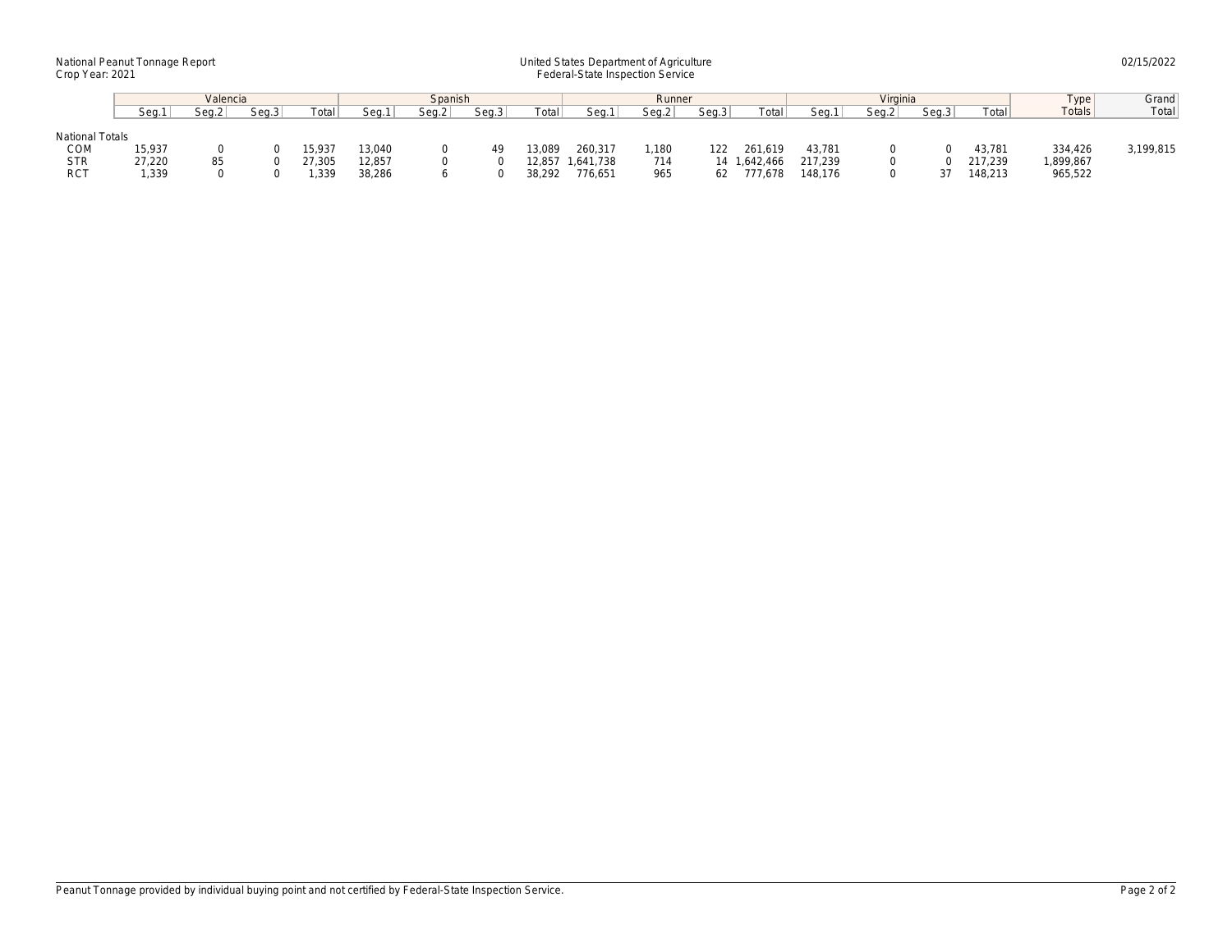National Peanut Tonnage Report
Crop Year: 2021

United States Department of Agriculture
Federal-State Inspection Service

02/15/2022

| | Valencia | | | | Spanish | | | | Runner | | | | Virginia | | | | Type | Grand |
|---|---|---|---|---|---|---|---|---|---|---|---|---|---|---|---|---|---|---|
| | Seg.1 | Seg.2 | Seg.3 | Total | Seg.1 | Seg.2 | Seg.3 | Total | Seg.1 | Seg.2 | Seg.3 | Total | Seg.1 | Seg.2 | Seg.3 | Total | Totals | Total |
| National Totals | | | | | | | | | | | | | | | | | | |
| COM | 15,937 | 0 | 0 | 15,937 | 13,040 | 0 | 49 | 13,089 | 260,317 | 1,180 | 122 | 261,619 | 43,781 | 0 | 0 | 43,781 | 334,426 | 3,199,815 |
| STR | 27,220 | 85 | 0 | 27,305 | 12,857 | 0 | 0 | 12,857 | 1,641,738 | 714 | 14 | 1,642,466 | 217,239 | 0 | 0 | 217,239 | 1,899,867 | |
| RCT | 1,339 | 0 | 0 | 1,339 | 38,286 | 6 | 0 | 38,292 | 776,651 | 965 | 62 | 777,678 | 148,176 | 0 | 37 | 148,213 | 965,522 | |

Peanut Tonnage provided by individual buying point and not certified by Federal-State Inspection Service.